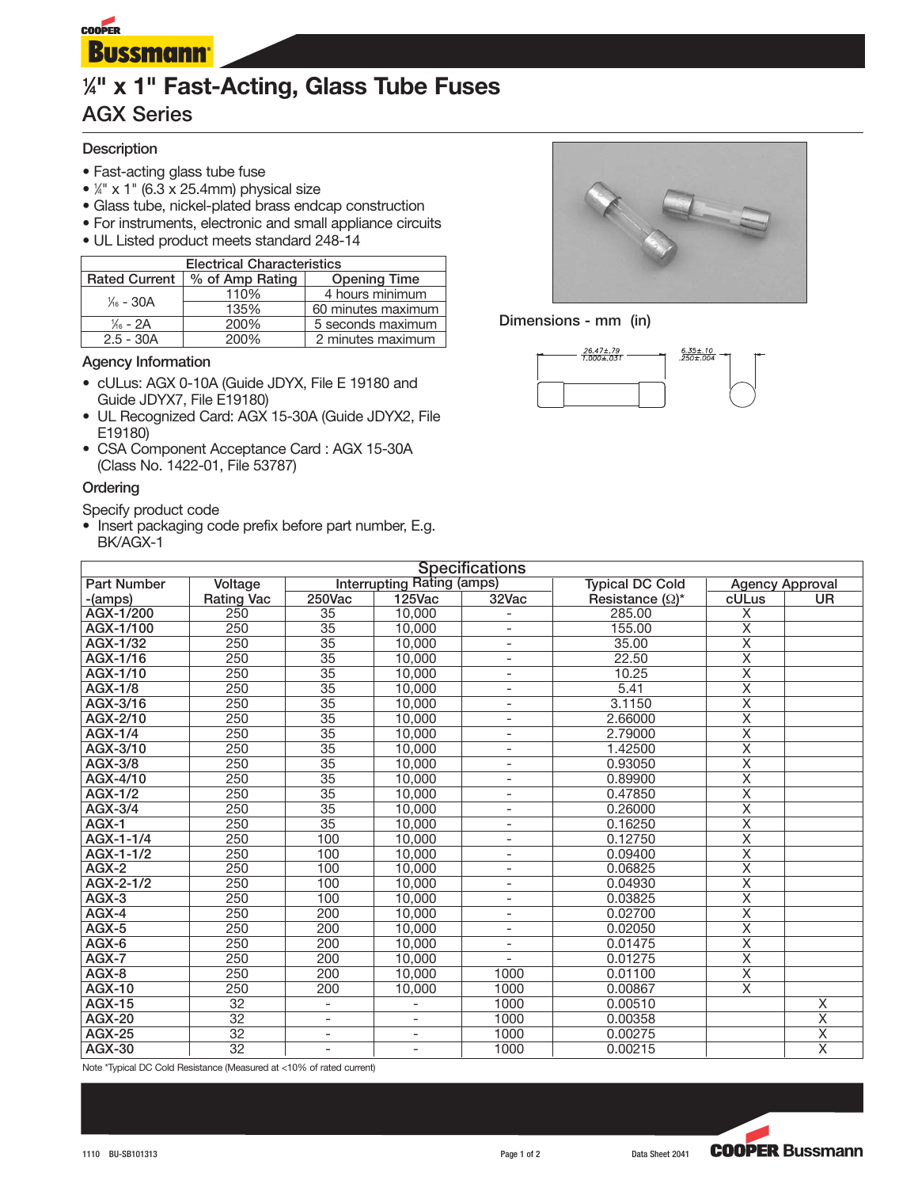# ¼" x 1" Fast-Acting, Glass Tube Fuses

## AGX Series

### Description

- Fast-acting glass tube fuse
- ¼" x 1" (6.3 x 25.4mm) physical size
- Glass tube, nickel-plated brass endcap construction
- For instruments, electronic and small appliance circuits
- UL Listed product meets standard 248-14

| Electrical Characteristics | | |
|---|---|---|
| Rated Current | % of Amp Rating | Opening Time |
| ¹⁄₁₆ - 30A | 110% | 4 hours minimum |
| | 135% | 60 minutes maximum |
| ¹⁄₁₆ - 2A | 200% | 5 seconds maximum |
| 2.5 - 30A | 200% | 2 minutes maximum |

Dimensions - mm (in)

26.47±.79 / 1.000±.031

6.35±.10 / .250±.004

### Agency Information

- cULus: AGX 0-10A (Guide JDYX, File E 19180 and Guide JDYX7, File E19180)
- UL Recognized Card: AGX 15-30A (Guide JDYX2, File E19180)
- CSA Component Acceptance Card : AGX 15-30A (Class No. 1422-01, File 53787)

### Ordering

Specify product code

- Insert packaging code prefix before part number, E.g. BK/AGX-1

### Specifications

| Part Number -(amps) | Voltage Rating Vac | Interrupting Rating (amps) | | | Typical DC Cold Resistance (Ω)* | Agency Approval | |
|---|---|---|---|---|---|---|---|
| | | 250Vac | 125Vac | 32Vac | | cULus | UR |
| AGX-1/200 | 250 | 35 | 10,000 | - | 285.00 | X | |
| AGX-1/100 | 250 | 35 | 10,000 | - | 155.00 | X | |
| AGX-1/32 | 250 | 35 | 10,000 | - | 35.00 | X | |
| AGX-1/16 | 250 | 35 | 10,000 | - | 22.50 | X | |
| AGX-1/10 | 250 | 35 | 10,000 | - | 10.25 | X | |
| AGX-1/8 | 250 | 35 | 10,000 | - | 5.41 | X | |
| AGX-3/16 | 250 | 35 | 10,000 | - | 3.1150 | X | |
| AGX-2/10 | 250 | 35 | 10,000 | - | 2.66000 | X | |
| AGX-1/4 | 250 | 35 | 10,000 | - | 2.79000 | X | |
| AGX-3/10 | 250 | 35 | 10,000 | - | 1.42500 | X | |
| AGX-3/8 | 250 | 35 | 10,000 | - | 0.93050 | X | |
| AGX-4/10 | 250 | 35 | 10,000 | - | 0.89900 | X | |
| AGX-1/2 | 250 | 35 | 10,000 | - | 0.47850 | X | |
| AGX-3/4 | 250 | 35 | 10,000 | - | 0.26000 | X | |
| AGX-1 | 250 | 35 | 10,000 | - | 0.16250 | X | |
| AGX-1-1/4 | 250 | 100 | 10,000 | - | 0.12750 | X | |
| AGX-1-1/2 | 250 | 100 | 10,000 | - | 0.09400 | X | |
| AGX-2 | 250 | 100 | 10,000 | - | 0.06825 | X | |
| AGX-2-1/2 | 250 | 100 | 10,000 | - | 0.04930 | X | |
| AGX-3 | 250 | 100 | 10,000 | - | 0.03825 | X | |
| AGX-4 | 250 | 200 | 10,000 | - | 0.02700 | X | |
| AGX-5 | 250 | 200 | 10,000 | - | 0.02050 | X | |
| AGX-6 | 250 | 200 | 10,000 | - | 0.01475 | X | |
| AGX-7 | 250 | 200 | 10,000 | - | 0.01275 | X | |
| AGX-8 | 250 | 200 | 10,000 | 1000 | 0.01100 | X | |
| AGX-10 | 250 | 200 | 10,000 | 1000 | 0.00867 | X | |
| AGX-15 | 32 | - | - | 1000 | 0.00510 | | X |
| AGX-20 | 32 | - | - | 1000 | 0.00358 | | X |
| AGX-25 | 32 | - | - | 1000 | 0.00275 | | X |
| AGX-30 | 32 | - | - | 1000 | 0.00215 | | X |

Note *Typical DC Cold Resistance (Measured at <10% of rated current)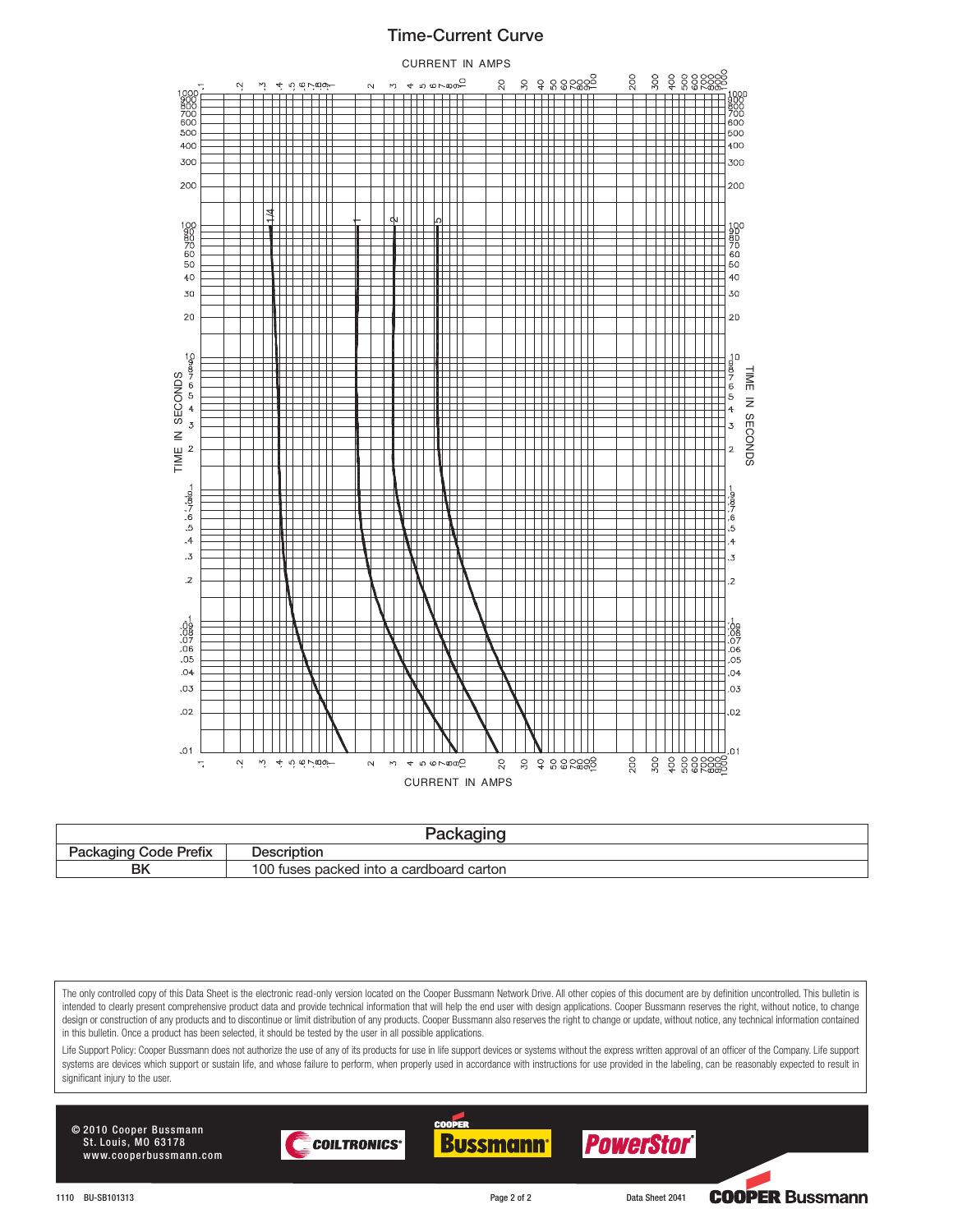## Time-Current Curve

CURRENT IN AMPS

.1 .2 .3 .4 .5 .6 .7 .8 .9 1 2 3 4 5 6 7 8 9 10 20 30 40 50 60 70 80 90 100 200 300 400 500 600 700 800 900 1000

TIME IN SECONDS

1000 900 800 700 600 500 400 300 200 100 90 80 70 60 50 40 30 20 10 9 8 7 6 5 4 3 2 1 .9 .8 .7 .6 .5 .4 .3 .2 .1 .09 .08 .07 .06 .05 .04 .03 .02 .01

1/4 1 2 5

| Packaging | |
|---|---|
| Packaging Code Prefix | Description |
| BK | 100 fuses packed into a cardboard carton |

The only controlled copy of this Data Sheet is the electronic read-only version located on the Cooper Bussmann Network Drive. All other copies of this document are by definition uncontrolled. This bulletin is intended to clearly present comprehensive product data and provide technical information that will help the end user with design applications. Cooper Bussmann reserves the right, without notice, to change design or construction of any products and to discontinue or limit distribution of any products. Cooper Bussmann also reserves the right to change or update, without notice, any technical information contained in this bulletin. Once a product has been selected, it should be tested by the user in all possible applications.

Life Support Policy: Cooper Bussmann does not authorize the use of any of its products for use in life support devices or systems without the express written approval of an officer of the Company. Life support systems are devices which support or sustain life, and whose failure to perform, when properly used in accordance with instructions for use provided in the labeling, can be reasonably expected to result in significant injury to the user.

© 2010 Cooper Bussmann
St. Louis, MO 63178
www.cooperbussmann.com

COILTRONICS® COOPER Bussmann® PowerStor®

1110 BU-SB101313

Data Sheet 2041

COOPER Bussmann